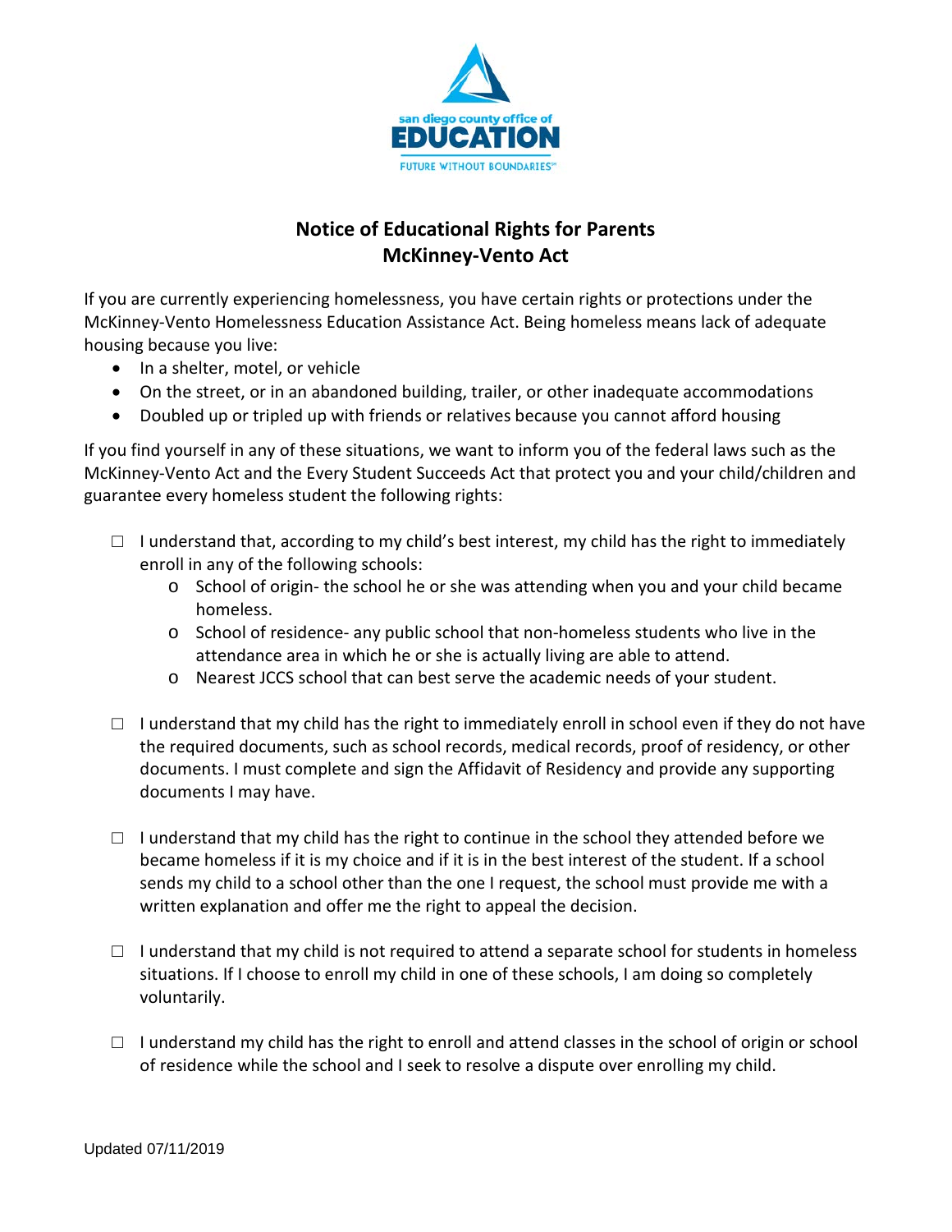san diego county office of
**EDUCATION**
FUTURE WITHOUT BOUNDARIES

## Notice of Educational Rights for Parents
## McKinney-Vento Act

If you are currently experiencing homelessness, you have certain rights or protections under the McKinney-Vento Homelessness Education Assistance Act. Being homeless means lack of adequate housing because you live:

- In a shelter, motel, or vehicle
- On the street, or in an abandoned building, trailer, or other inadequate accommodations
- Doubled up or tripled up with friends or relatives because you cannot afford housing

If you find yourself in any of these situations, we want to inform you of the federal laws such as the McKinney-Vento Act and the Every Student Succeeds Act that protect you and your child/children and guarantee every homeless student the following rights:

☐ I understand that, according to my child's best interest, my child has the right to immediately enroll in any of the following schools:
  - School of origin- the school he or she was attending when you and your child became homeless.
  - School of residence- any public school that non-homeless students who live in the attendance area in which he or she is actually living are able to attend.
  - Nearest JCCS school that can best serve the academic needs of your student.

☐ I understand that my child has the right to immediately enroll in school even if they do not have the required documents, such as school records, medical records, proof of residency, or other documents. I must complete and sign the Affidavit of Residency and provide any supporting documents I may have.

☐ I understand that my child has the right to continue in the school they attended before we became homeless if it is my choice and if it is in the best interest of the student. If a school sends my child to a school other than the one I request, the school must provide me with a written explanation and offer me the right to appeal the decision.

☐ I understand that my child is not required to attend a separate school for students in homeless situations. If I choose to enroll my child in one of these schools, I am doing so completely voluntarily.

☐ I understand my child has the right to enroll and attend classes in the school of origin or school of residence while the school and I seek to resolve a dispute over enrolling my child.

Updated 07/11/2019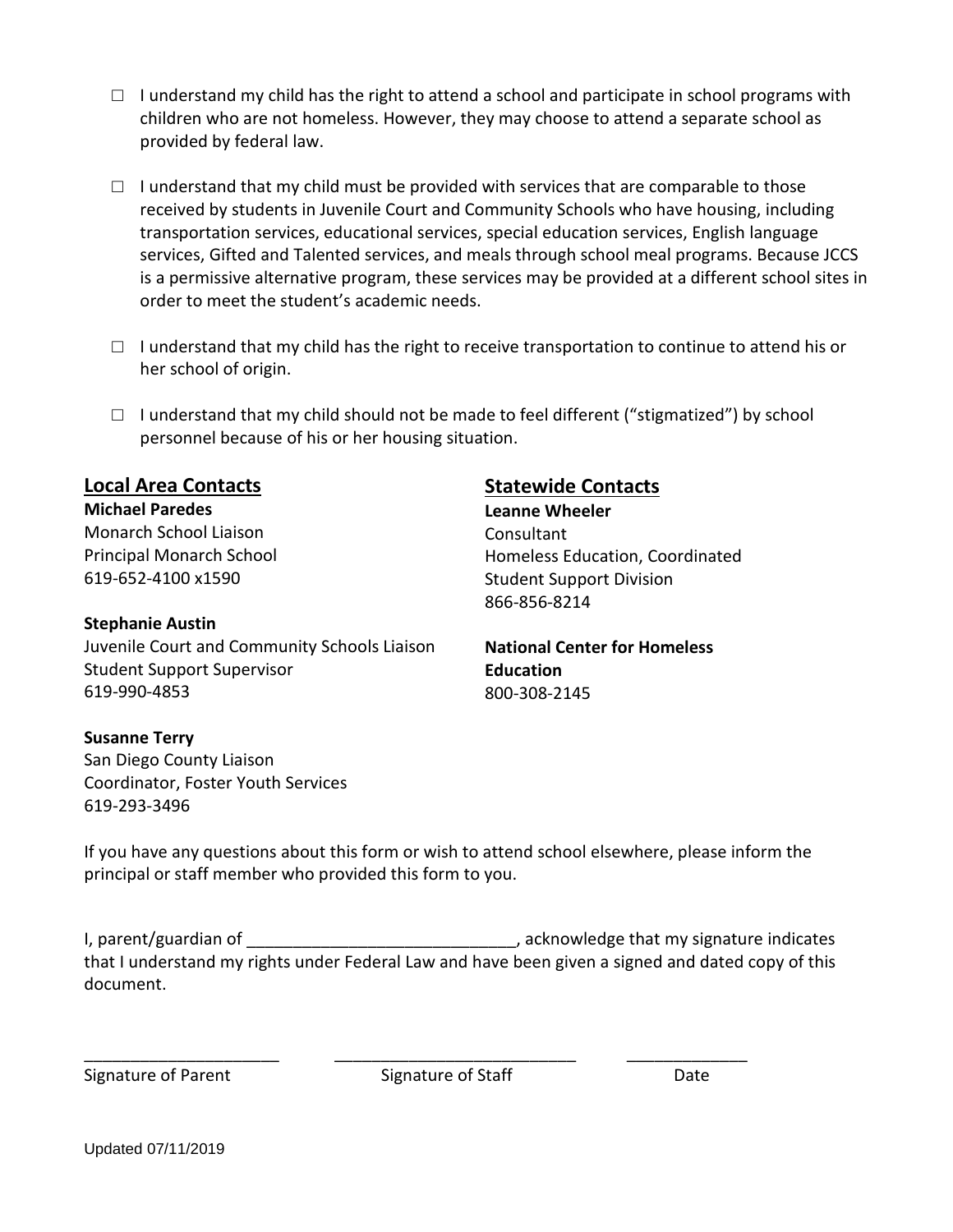- ☐ I understand my child has the right to attend a school and participate in school programs with children who are not homeless. However, they may choose to attend a separate school as provided by federal law.

- ☐ I understand that my child must be provided with services that are comparable to those received by students in Juvenile Court and Community Schools who have housing, including transportation services, educational services, special education services, English language services, Gifted and Talented services, and meals through school meal programs. Because JCCS is a permissive alternative program, these services may be provided at a different school sites in order to meet the student's academic needs.

- ☐ I understand that my child has the right to receive transportation to continue to attend his or her school of origin.

- ☐ I understand that my child should not be made to feel different ("stigmatized") by school personnel because of his or her housing situation.

## Local Area Contacts

**Michael Paredes**
Monarch School Liaison
Principal Monarch School
619-652-4100 x1590

**Stephanie Austin**
Juvenile Court and Community Schools Liaison
Student Support Supervisor
619-990-4853

**Susanne Terry**
San Diego County Liaison
Coordinator, Foster Youth Services
619-293-3496

## Statewide Contacts

**Leanne Wheeler**
Consultant
Homeless Education, Coordinated
Student Support Division
866-856-8214

**National Center for Homeless Education**
800-308-2145

If you have any questions about this form or wish to attend school elsewhere, please inform the principal or staff member who provided this form to you.

I, parent/guardian of ____________________________, acknowledge that my signature indicates that I understand my rights under Federal Law and have been given a signed and dated copy of this document.

_____________________ &nbsp;&nbsp;&nbsp; __________________________ &nbsp;&nbsp;&nbsp; _____________

Signature of Parent &nbsp;&nbsp;&nbsp; Signature of Staff &nbsp;&nbsp;&nbsp; Date

Updated 07/11/2019